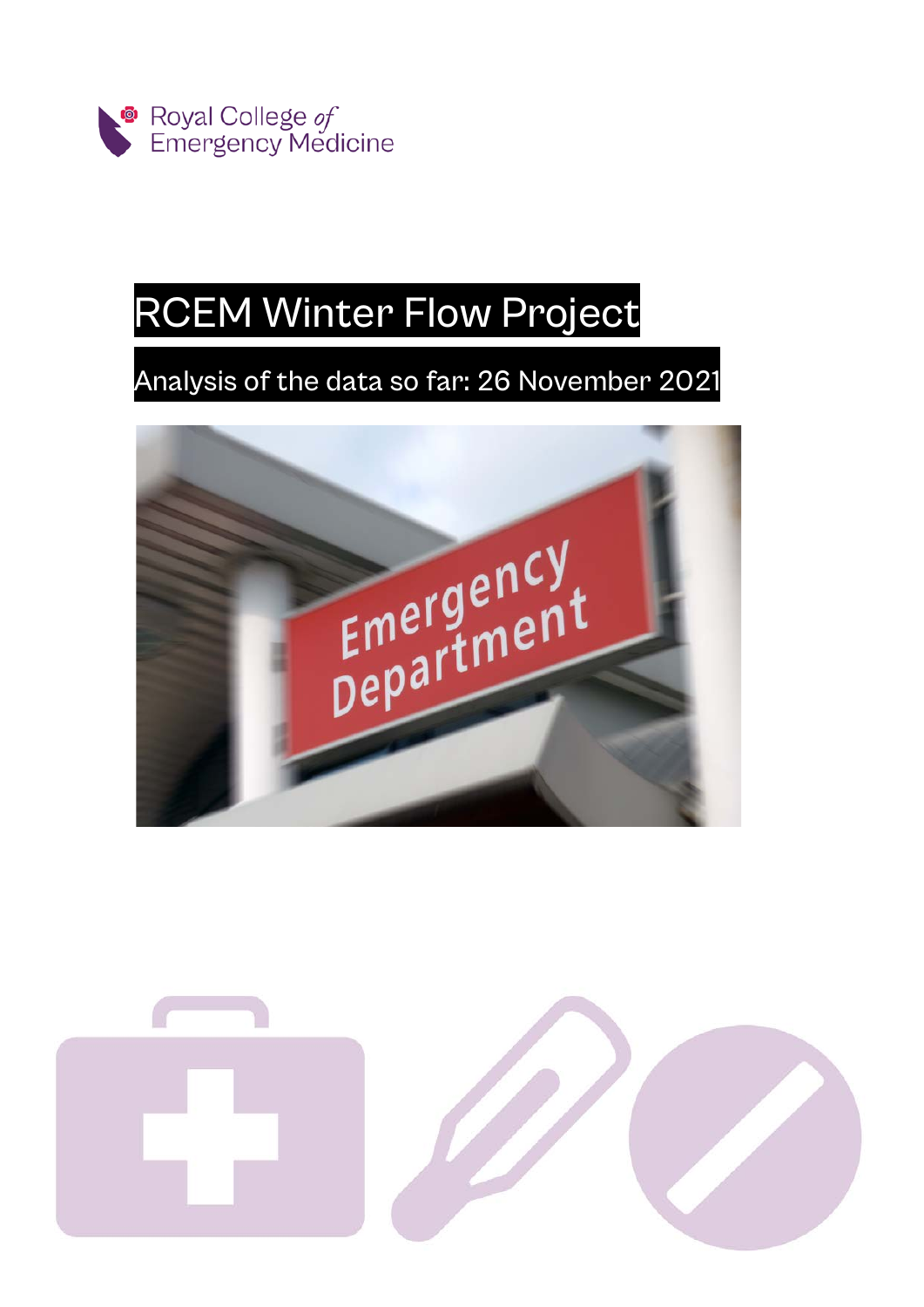Royal College of Emergency Medicine

# RCEM Winter Flow Project

## Analysis of the data so far: 26 November 2021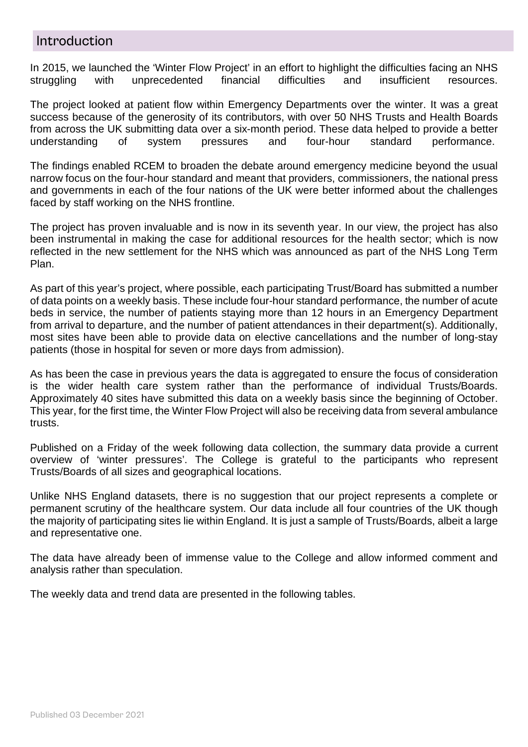## Introduction

In 2015, we launched the 'Winter Flow Project' in an effort to highlight the difficulties facing an NHS struggling with unprecedented financial difficulties and insufficient resources.

The project looked at patient flow within Emergency Departments over the winter. It was a great success because of the generosity of its contributors, with over 50 NHS Trusts and Health Boards from across the UK submitting data over a six-month period. These data helped to provide a better understanding of system pressures and four-hour standard performance.

The findings enabled RCEM to broaden the debate around emergency medicine beyond the usual narrow focus on the four-hour standard and meant that providers, commissioners, the national press and governments in each of the four nations of the UK were better informed about the challenges faced by staff working on the NHS frontline.

The project has proven invaluable and is now in its seventh year. In our view, the project has also been instrumental in making the case for additional resources for the health sector; which is now reflected in the new settlement for the NHS which was announced as part of the NHS Long Term Plan.

As part of this year's project, where possible, each participating Trust/Board has submitted a number of data points on a weekly basis. These include four-hour standard performance, the number of acute beds in service, the number of patients staying more than 12 hours in an Emergency Department from arrival to departure, and the number of patient attendances in their department(s). Additionally, most sites have been able to provide data on elective cancellations and the number of long-stay patients (those in hospital for seven or more days from admission).

As has been the case in previous years the data is aggregated to ensure the focus of consideration is the wider health care system rather than the performance of individual Trusts/Boards. Approximately 40 sites have submitted this data on a weekly basis since the beginning of October. This year, for the first time, the Winter Flow Project will also be receiving data from several ambulance trusts.

Published on a Friday of the week following data collection, the summary data provide a current overview of 'winter pressures'. The College is grateful to the participants who represent Trusts/Boards of all sizes and geographical locations.

Unlike NHS England datasets, there is no suggestion that our project represents a complete or permanent scrutiny of the healthcare system. Our data include all four countries of the UK though the majority of participating sites lie within England. It is just a sample of Trusts/Boards, albeit a large and representative one.

The data have already been of immense value to the College and allow informed comment and analysis rather than speculation.

The weekly data and trend data are presented in the following tables.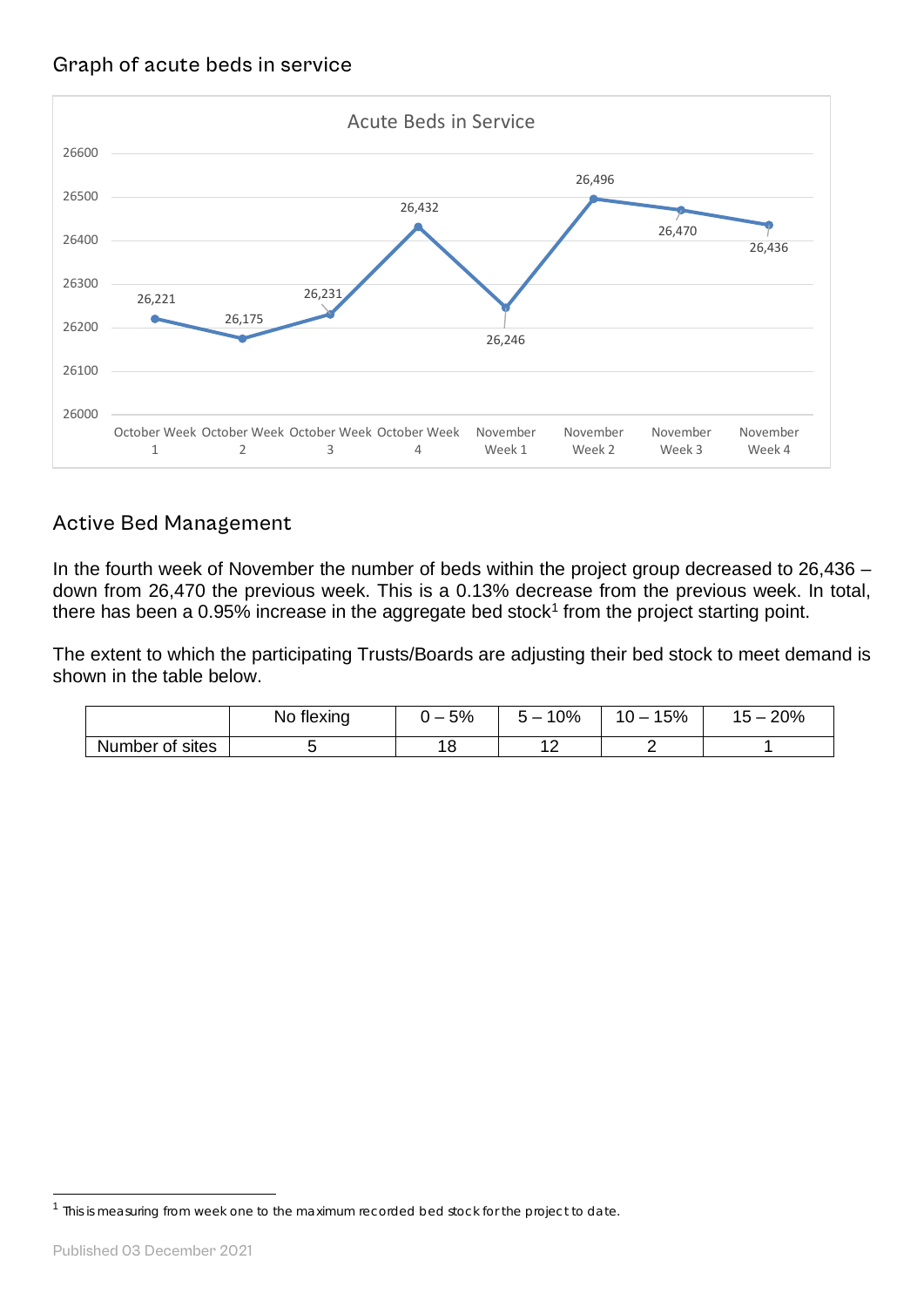## Graph of acute beds in service

Acute Beds in Service

| Week | Acute Beds in Service |
| --- | --- |
| October Week 1 | 26,221 |
| October Week 2 | 26,175 |
| October Week 3 | 26,231 |
| October Week 4 | 26,432 |
| November Week 1 | 26,246 |
| November Week 2 | 26,496 |
| November Week 3 | 26,470 |
| November Week 4 | 26,436 |

## Active Bed Management

In the fourth week of November the number of beds within the project group decreased to 26,436 – down from 26,470 the previous week. This is a 0.13% decrease from the previous week. In total, there has been a 0.95% increase in the aggregate bed stock[1] from the project starting point.

The extent to which the participating Trusts/Boards are adjusting their bed stock to meet demand is shown in the table below.

| | No flexing | 0 – 5% | 5 – 10% | 10 – 15% | 15 – 20% |
| --- | --- | --- | --- | --- | --- |
| Number of sites | 5 | 18 | 12 | 2 | 1 |

[1] This is measuring from week one to the maximum recorded bed stock for the project to date.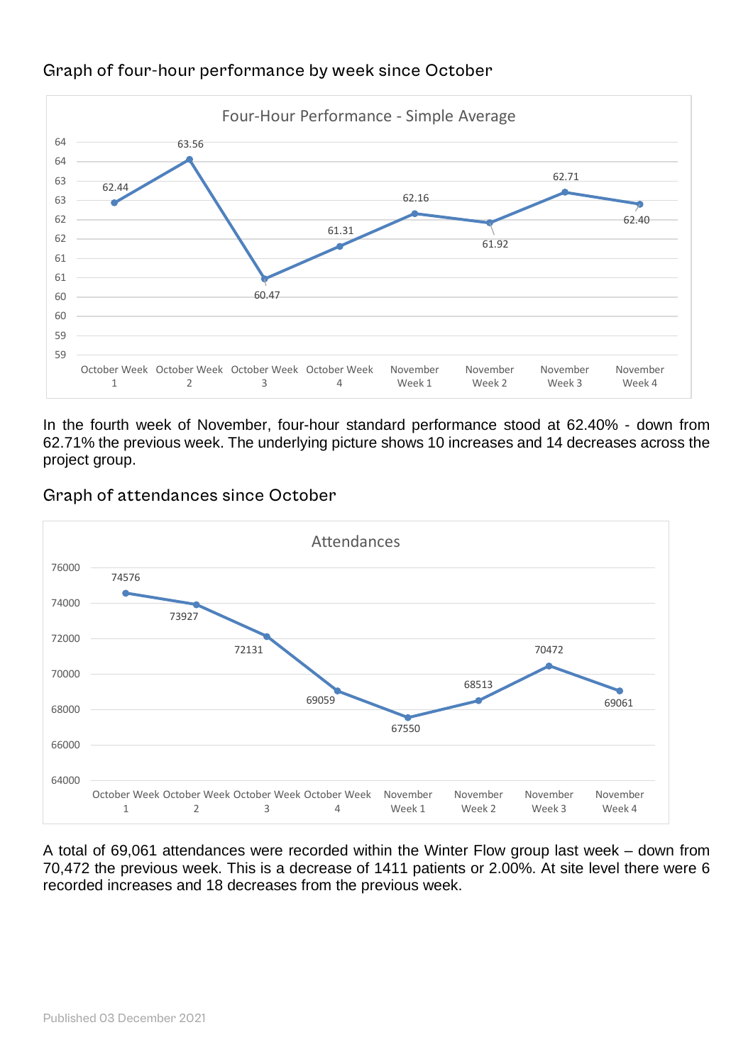## Graph of four-hour performance by week since October

**Four-Hour Performance - Simple Average**

| Week | Four-Hour Performance |
|---|---|
| October Week 1 | 62.44 |
| October Week 2 | 63.56 |
| October Week 3 | 60.47 |
| October Week 4 | 61.31 |
| November Week 1 | 62.16 |
| November Week 2 | 61.92 |
| November Week 3 | 62.71 |
| November Week 4 | 62.40 |

In the fourth week of November, four-hour standard performance stood at 62.40% - down from 62.71% the previous week. The underlying picture shows 10 increases and 14 decreases across the project group.

## Graph of attendances since October

**Attendances**

| Week | Attendances |
|---|---|
| October Week 1 | 74576 |
| October Week 2 | 73927 |
| October Week 3 | 72131 |
| October Week 4 | 69059 |
| November Week 1 | 67550 |
| November Week 2 | 68513 |
| November Week 3 | 70472 |
| November Week 4 | 69061 |

A total of 69,061 attendances were recorded within the Winter Flow group last week – down from 70,472 the previous week. This is a decrease of 1411 patients or 2.00%. At site level there were 6 recorded increases and 18 decreases from the previous week.

Published 03 December 2021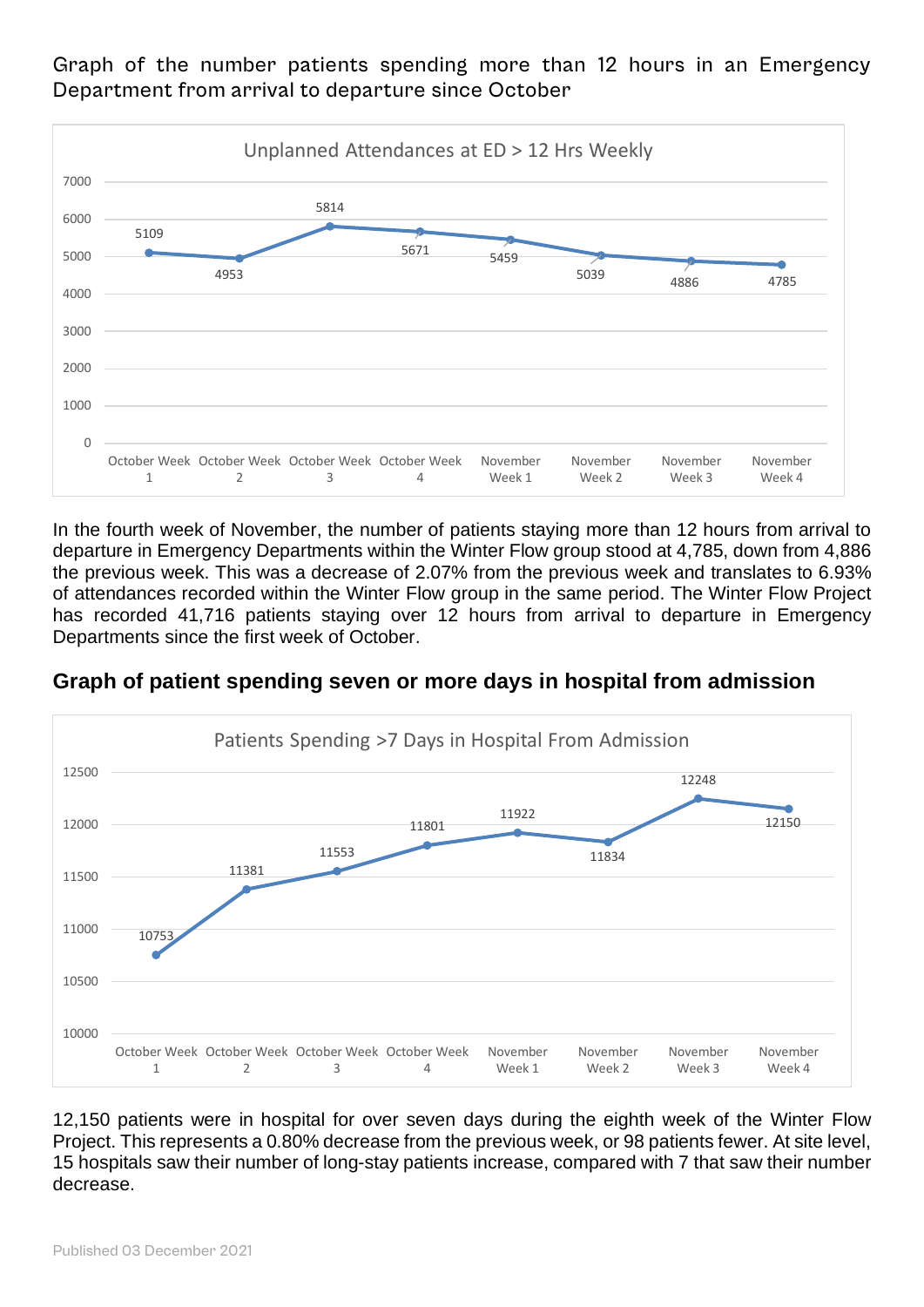Graph of the number patients spending more than 12 hours in an Emergency Department from arrival to departure since October

**Unplanned Attendances at ED > 12 Hrs Weekly**

| Week | Attendances |
|---|---|
| October Week 1 | 5109 |
| October Week 2 | 4953 |
| October Week 3 | 5814 |
| October Week 4 | 5671 |
| November Week 1 | 5459 |
| November Week 2 | 5039 |
| November Week 3 | 4886 |
| November Week 4 | 4785 |

In the fourth week of November, the number of patients staying more than 12 hours from arrival to departure in Emergency Departments within the Winter Flow group stood at 4,785, down from 4,886 the previous week. This was a decrease of 2.07% from the previous week and translates to 6.93% of attendances recorded within the Winter Flow group in the same period. The Winter Flow Project has recorded 41,716 patients staying over 12 hours from arrival to departure in Emergency Departments since the first week of October.

## Graph of patient spending seven or more days in hospital from admission

**Patients Spending >7 Days in Hospital From Admission**

| Week | Patients |
|---|---|
| October Week 1 | 10753 |
| October Week 2 | 11381 |
| October Week 3 | 11553 |
| October Week 4 | 11801 |
| November Week 1 | 11922 |
| November Week 2 | 11834 |
| November Week 3 | 12248 |
| November Week 4 | 12150 |

12,150 patients were in hospital for over seven days during the eighth week of the Winter Flow Project. This represents a 0.80% decrease from the previous week, or 98 patients fewer. At site level, 15 hospitals saw their number of long-stay patients increase, compared with 7 that saw their number decrease.

Published 03 December 2021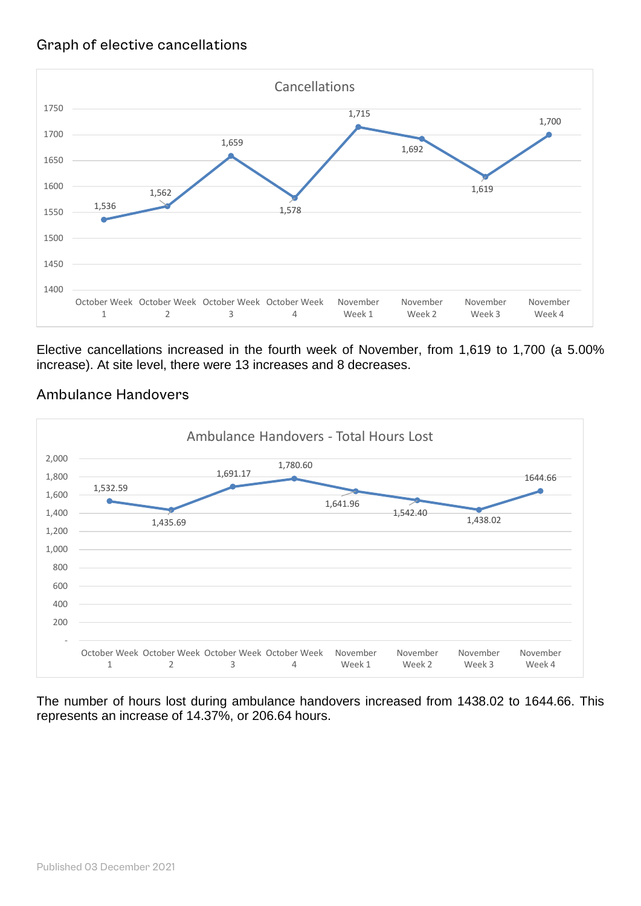## Graph of elective cancellations

| | October Week 1 | October Week 2 | October Week 3 | October Week 4 | November Week 1 | November Week 2 | November Week 3 | November Week 4 |
|---|---|---|---|---|---|---|---|---|
| Cancellations | 1,536 | 1,562 | 1,659 | 1,578 | 1,715 | 1,692 | 1,619 | 1,700 |

Elective cancellations increased in the fourth week of November, from 1,619 to 1,700 (a 5.00% increase). At site level, there were 13 increases and 8 decreases.

## Ambulance Handovers

| | October Week 1 | October Week 2 | October Week 3 | October Week 4 | November Week 1 | November Week 2 | November Week 3 | November Week 4 |
|---|---|---|---|---|---|---|---|---|
| Ambulance Handovers - Total Hours Lost | 1,532.59 | 1,435.69 | 1,691.17 | 1,780.60 | 1,641.96 | 1,542.40 | 1,438.02 | 1644.66 |

The number of hours lost during ambulance handovers increased from 1438.02 to 1644.66. This represents an increase of 14.37%, or 206.64 hours.

Published 03 December 2021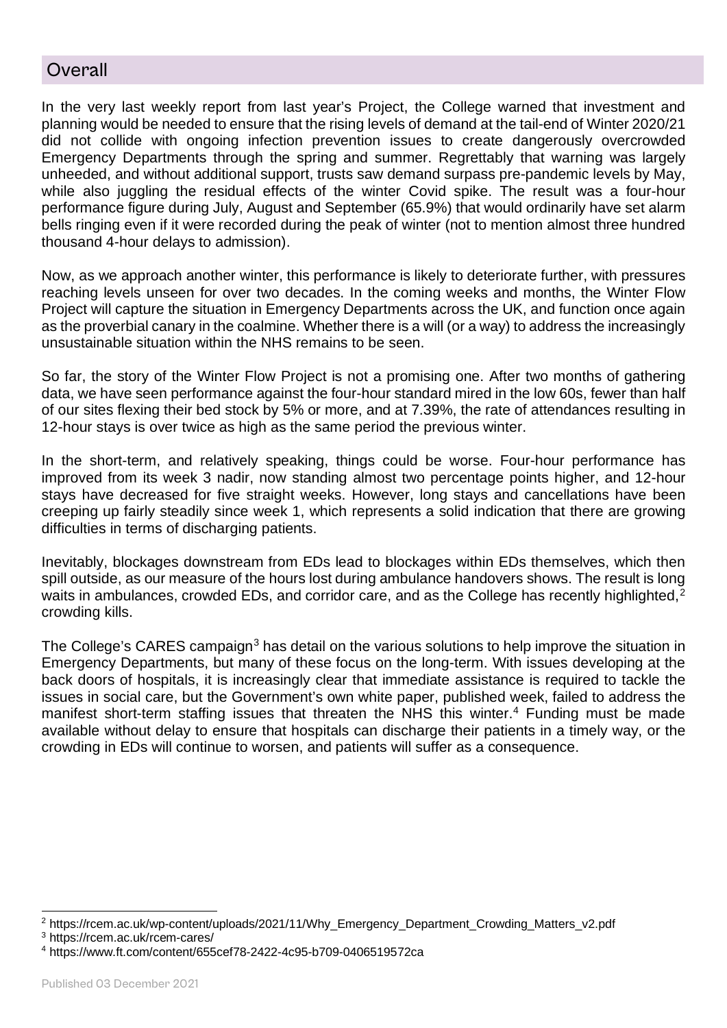## Overall

In the very last weekly report from last year's Project, the College warned that investment and planning would be needed to ensure that the rising levels of demand at the tail-end of Winter 2020/21 did not collide with ongoing infection prevention issues to create dangerously overcrowded Emergency Departments through the spring and summer. Regrettably that warning was largely unheeded, and without additional support, trusts saw demand surpass pre-pandemic levels by May, while also juggling the residual effects of the winter Covid spike. The result was a four-hour performance figure during July, August and September (65.9%) that would ordinarily have set alarm bells ringing even if it were recorded during the peak of winter (not to mention almost three hundred thousand 4-hour delays to admission).

Now, as we approach another winter, this performance is likely to deteriorate further, with pressures reaching levels unseen for over two decades. In the coming weeks and months, the Winter Flow Project will capture the situation in Emergency Departments across the UK, and function once again as the proverbial canary in the coalmine. Whether there is a will (or a way) to address the increasingly unsustainable situation within the NHS remains to be seen.

So far, the story of the Winter Flow Project is not a promising one. After two months of gathering data, we have seen performance against the four-hour standard mired in the low 60s, fewer than half of our sites flexing their bed stock by 5% or more, and at 7.39%, the rate of attendances resulting in 12-hour stays is over twice as high as the same period the previous winter.

In the short-term, and relatively speaking, things could be worse. Four-hour performance has improved from its week 3 nadir, now standing almost two percentage points higher, and 12-hour stays have decreased for five straight weeks. However, long stays and cancellations have been creeping up fairly steadily since week 1, which represents a solid indication that there are growing difficulties in terms of discharging patients.

Inevitably, blockages downstream from EDs lead to blockages within EDs themselves, which then spill outside, as our measure of the hours lost during ambulance handovers shows. The result is long waits in ambulances, crowded EDs, and corridor care, and as the College has recently highlighted,[2] crowding kills.

The College's CARES campaign[3] has detail on the various solutions to help improve the situation in Emergency Departments, but many of these focus on the long-term. With issues developing at the back doors of hospitals, it is increasingly clear that immediate assistance is required to tackle the issues in social care, but the Government's own white paper, published week, failed to address the manifest short-term staffing issues that threaten the NHS this winter.[4] Funding must be made available without delay to ensure that hospitals can discharge their patients in a timely way, or the crowding in EDs will continue to worsen, and patients will suffer as a consequence.

---

[2] https://rcem.ac.uk/wp-content/uploads/2021/11/Why_Emergency_Department_Crowding_Matters_v2.pdf

[3] https://rcem.ac.uk/rcem-cares/

[4] https://www.ft.com/content/655cef78-2422-4c95-b709-0406519572ca

Published 03 December 2021